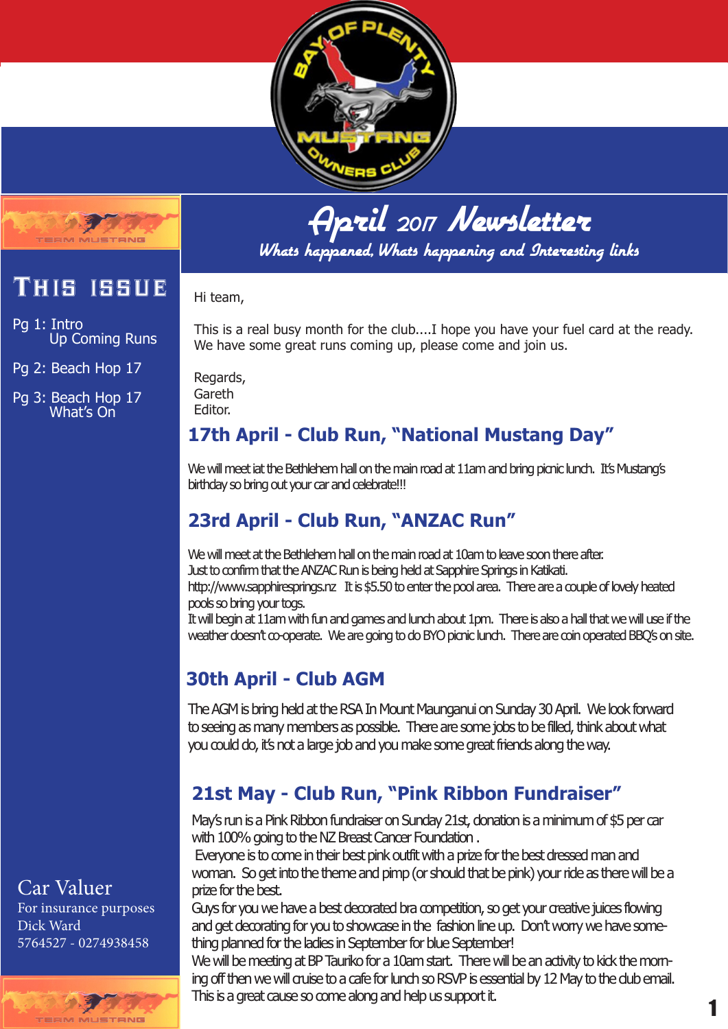# April 2017 Newsletter

*Whats happened, Whats happening and Interesting links*

## This issue

Pg 1: Intro
Up Coming Runs

Pg 2: Beach Hop 17

Pg 3: Beach Hop 17
What's On

Hi team,

This is a real busy month for the club....I hope you have your fuel card at the ready. We have some great runs coming up, please come and join us.

Regards,
Gareth
Editor.

## 17th April - Club Run, "National Mustang Day"

We will meet iat the Bethlehem hall on the main road at 11am and bring picnic lunch. It's Mustang's birthday so bring out your car and celebrate!!!

## 23rd April - Club Run, "ANZAC Run"

We will meet at the Bethlehem hall on the main road at 10am to leave soon there after.
Just to confirm that the ANZAC Run is being held at Sapphire Springs in Katikati.
http://www.sapphiresprings.nz It is $5.50 to enter the pool area. There are a couple of lovely heated pools so bring your togs.
It will begin at 11am with fun and games and lunch about 1pm. There is also a hall that we will use if the weather doesn't co-operate. We are going to do BYO picnic lunch. There are coin operated BBQ's on site.

## 30th April - Club AGM

The AGM is bring held at the RSA In Mount Maunganui on Sunday 30 April. We look forward to seeing as many members as possible. There are some jobs to be filled, think about what you could do, it's not a large job and you make some great friends along the way.

## 21st May - Club Run, "Pink Ribbon Fundraiser"

May's run is a Pink Ribbon fundraiser on Sunday 21st, donation is a minimum of $5 per car with 100% going to the NZ Breast Cancer Foundation .
Everyone is to come in their best pink outfit with a prize for the best dressed man and woman. So get into the theme and pimp (or should that be pink) your ride as there will be a prize for the best.
Guys for you we have a best decorated bra competition, so get your creative juices flowing and get decorating for you to showcase in the fashion line up. Don't worry we have something planned for the ladies in September for blue September!
We will be meeting at BP Tauriko for a 10am start. There will be an activity to kick the morning off then we will cruise to a cafe for lunch so RSVP is essential by 12 May to the club email.
This is a great cause so come along and help us support it.

Car Valuer
For insurance purposes
Dick Ward
5764527 - 0274938458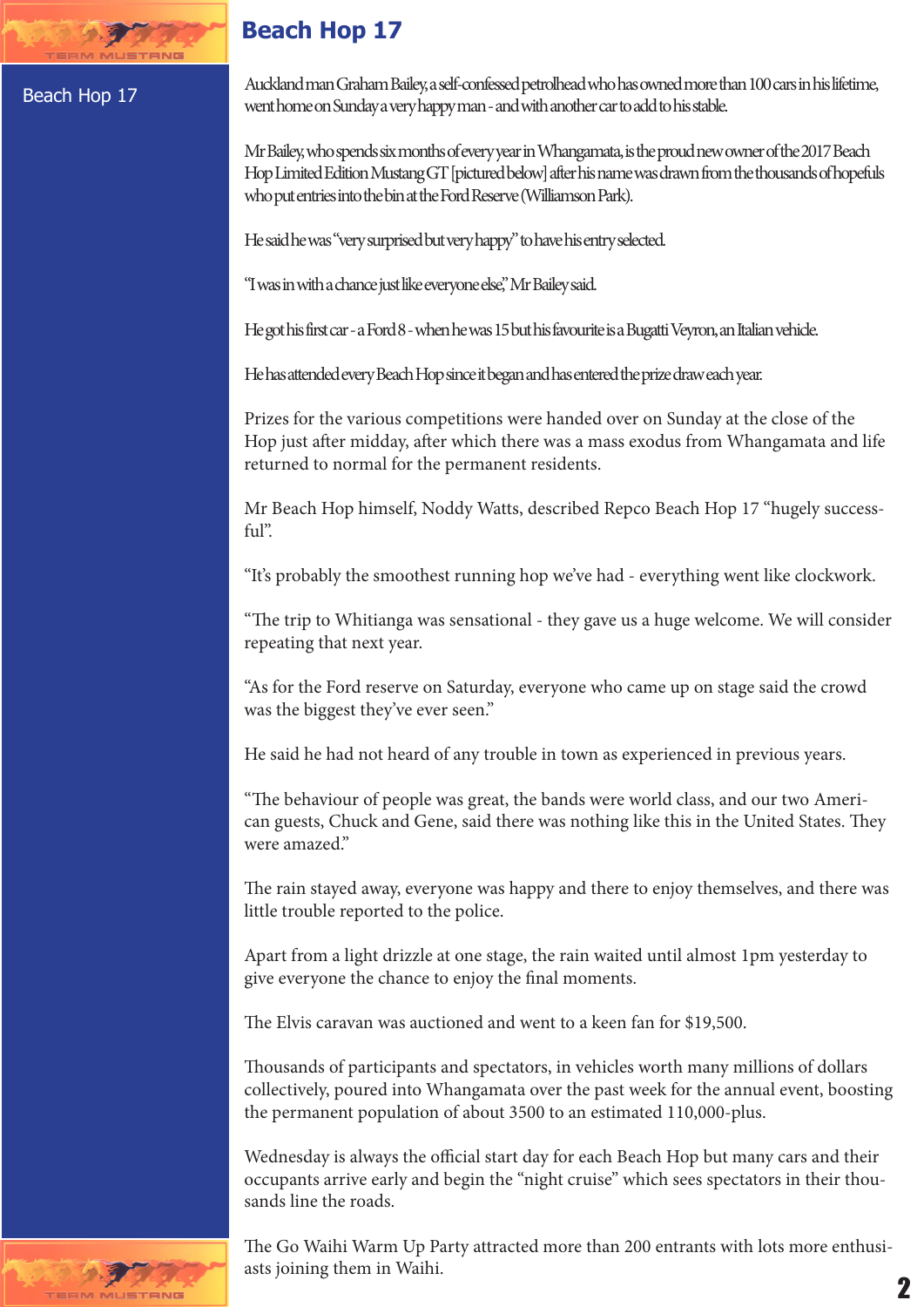# Beach Hop 17

Auckland man Graham Bailey, a self-confessed petrolhead who has owned more than 100 cars in his lifetime, went home on Sunday a very happy man - and with another car to add to his stable.

Mr Bailey, who spends six months of every year in Whangamata, is the proud new owner of the 2017 Beach Hop Limited Edition Mustang GT [pictured below] after his name was drawn from the thousands of hopefuls who put entries into the bin at the Ford Reserve (Williamson Park).

He said he was "very surprised but very happy" to have his entry selected.

"I was in with a chance just like everyone else," Mr Bailey said.

He got his first car - a Ford 8 - when he was 15 but his favourite is a Bugatti Veyron, an Italian vehicle.

He has attended every Beach Hop since it began and has entered the prize draw each year.

Prizes for the various competitions were handed over on Sunday at the close of the Hop just after midday, after which there was a mass exodus from Whangamata and life returned to normal for the permanent residents.

Mr Beach Hop himself, Noddy Watts, described Repco Beach Hop 17 "hugely successful".

"It's probably the smoothest running hop we've had - everything went like clockwork.

"The trip to Whitianga was sensational - they gave us a huge welcome. We will consider repeating that next year.

"As for the Ford reserve on Saturday, everyone who came up on stage said the crowd was the biggest they've ever seen."

He said he had not heard of any trouble in town as experienced in previous years.

"The behaviour of people was great, the bands were world class, and our two American guests, Chuck and Gene, said there was nothing like this in the United States. They were amazed."

The rain stayed away, everyone was happy and there to enjoy themselves, and there was little trouble reported to the police.

Apart from a light drizzle at one stage, the rain waited until almost 1pm yesterday to give everyone the chance to enjoy the final moments.

The Elvis caravan was auctioned and went to a keen fan for $19,500.

Thousands of participants and spectators, in vehicles worth many millions of dollars collectively, poured into Whangamata over the past week for the annual event, boosting the permanent population of about 3500 to an estimated 110,000-plus.

Wednesday is always the official start day for each Beach Hop but many cars and their occupants arrive early and begin the "night cruise" which sees spectators in their thousands line the roads.

The Go Waihi Warm Up Party attracted more than 200 entrants with lots more enthusiasts joining them in Waihi.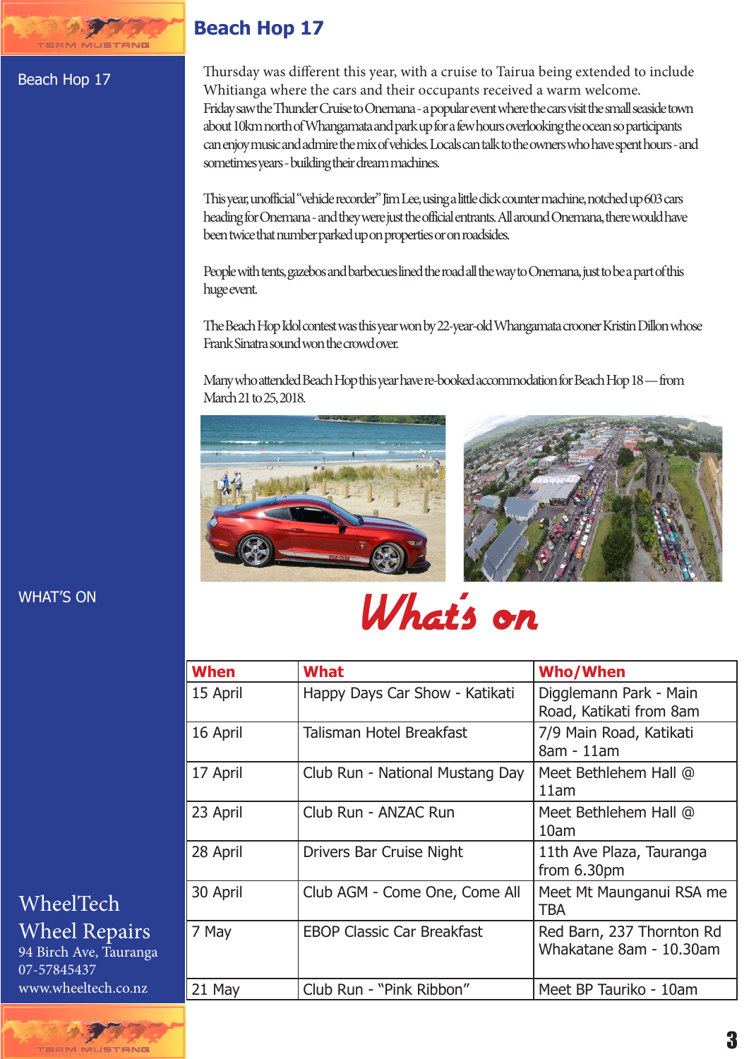Beach Hop 17

WHAT'S ON

WheelTech
Wheel Repairs
94 Birch Ave, Tauranga
07-57845437
www.wheeltech.co.nz

# Beach Hop 17

Thursday was different this year, with a cruise to Tairua being extended to include Whitianga where the cars and their occupants received a warm welcome.
Friday saw the Thunder Cruise to Onemana - a popular event where the cars visit the small seaside town about 10km north of Whangamata and park up for a few hours overlooking the ocean so participants can enjoy music and admire the mix of vehicles. Locals can talk to the owners who have spent hours - and sometimes years - building their dream machines.

This year, unofficial "vehicle recorder" Jim Lee, using a little click counter machine, notched up 603 cars heading for Onemana - and they were just the official entrants. All around Onemana, there would have been twice that number parked up on properties or on roadsides.

People with tents, gazebos and barbecues lined the road all the way to Onemana, just to be a part of this huge event.

The Beach Hop Idol contest was this year won by 22-year-old Whangamata crooner Kristin Dillon whose Frank Sinatra sound won the crowd over.

Many who attended Beach Hop this year have re-booked accommodation for Beach Hop 18 — from March 21 to 25, 2018.

# What's on

| When | What | Who/When |
|---|---|---|
| 15 April | Happy Days Car Show - Katikati | Digglemann Park - Main Road, Katikati from 8am |
| 16 April | Talisman Hotel Breakfast | 7/9 Main Road, Katikati 8am - 11am |
| 17 April | Club Run - National Mustang Day | Meet Bethlehem Hall @ 11am |
| 23 April | Club Run - ANZAC Run | Meet Bethlehem Hall @ 10am |
| 28 April | Drivers Bar Cruise Night | 11th Ave Plaza, Tauranga from 6.30pm |
| 30 April | Club AGM - Come One, Come All | Meet Mt Maunganui RSA me TBA |
| 7 May | EBOP Classic Car Breakfast | Red Barn, 237 Thornton Rd Whakatane 8am - 10.30am |
| 21 May | Club Run - "Pink Ribbon" | Meet BP Tauriko - 10am |